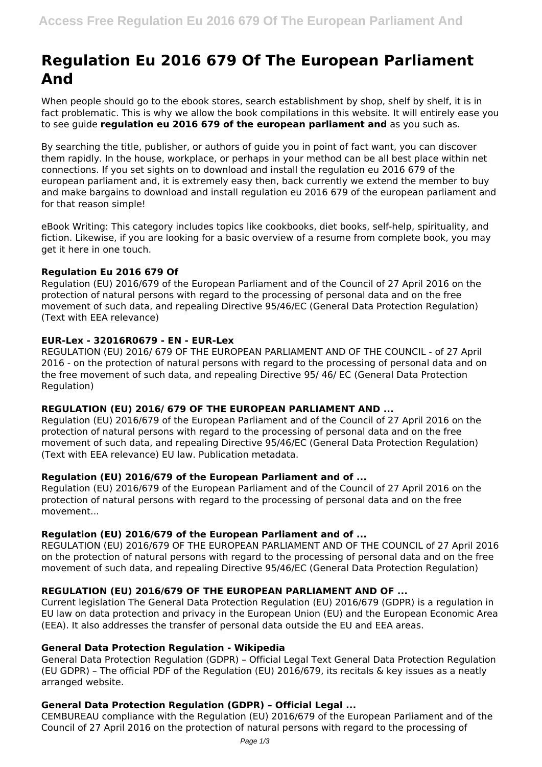# Regulation Eu 2016 679 Of The European Parliament And

When people should go to the ebook stores, search establishment by shop, shelf by shelf, it is in fact problematic. This is why we allow the book compilations in this website. It will entirely ease you to see guide **regulation eu 2016 679 of the european parliament and** as you such as.

By searching the title, publisher, or authors of guide you in point of fact want, you can discover them rapidly. In the house, workplace, or perhaps in your method can be all best place within net connections. If you set sights on to download and install the regulation eu 2016 679 of the european parliament and, it is extremely easy then, back currently we extend the member to buy and make bargains to download and install regulation eu 2016 679 of the european parliament and for that reason simple!

eBook Writing: This category includes topics like cookbooks, diet books, self-help, spirituality, and fiction. Likewise, if you are looking for a basic overview of a resume from complete book, you may get it here in one touch.

### Regulation Eu 2016 679 Of

Regulation (EU) 2016/679 of the European Parliament and of the Council of 27 April 2016 on the protection of natural persons with regard to the processing of personal data and on the free movement of such data, and repealing Directive 95/46/EC (General Data Protection Regulation) (Text with EEA relevance)

### EUR-Lex - 32016R0679 - EN - EUR-Lex

REGULATION (EU) 2016/ 679 OF THE EUROPEAN PARLIAMENT AND OF THE COUNCIL - of 27 April 2016 - on the protection of natural persons with regard to the processing of personal data and on the free movement of such data, and repealing Directive 95/ 46/ EC (General Data Protection Regulation)

### REGULATION (EU) 2016/ 679 OF THE EUROPEAN PARLIAMENT AND ...

Regulation (EU) 2016/679 of the European Parliament and of the Council of 27 April 2016 on the protection of natural persons with regard to the processing of personal data and on the free movement of such data, and repealing Directive 95/46/EC (General Data Protection Regulation) (Text with EEA relevance) EU law. Publication metadata.

### Regulation (EU) 2016/679 of the European Parliament and of ...

Regulation (EU) 2016/679 of the European Parliament and of the Council of 27 April 2016 on the protection of natural persons with regard to the processing of personal data and on the free movement...

### Regulation (EU) 2016/679 of the European Parliament and of ...

REGULATION (EU) 2016/679 OF THE EUROPEAN PARLIAMENT AND OF THE COUNCIL of 27 April 2016 on the protection of natural persons with regard to the processing of personal data and on the free movement of such data, and repealing Directive 95/46/EC (General Data Protection Regulation)

### REGULATION (EU) 2016/679 OF THE EUROPEAN PARLIAMENT AND OF ...

Current legislation The General Data Protection Regulation (EU) 2016/679 (GDPR) is a regulation in EU law on data protection and privacy in the European Union (EU) and the European Economic Area (EEA). It also addresses the transfer of personal data outside the EU and EEA areas.

### General Data Protection Regulation - Wikipedia

General Data Protection Regulation (GDPR) – Official Legal Text General Data Protection Regulation (EU GDPR) – The official PDF of the Regulation (EU) 2016/679, its recitals & key issues as a neatly arranged website.

### General Data Protection Regulation (GDPR) – Official Legal ...

CEMBUREAU compliance with the Regulation (EU) 2016/679 of the European Parliament and of the Council of 27 April 2016 on the protection of natural persons with regard to the processing of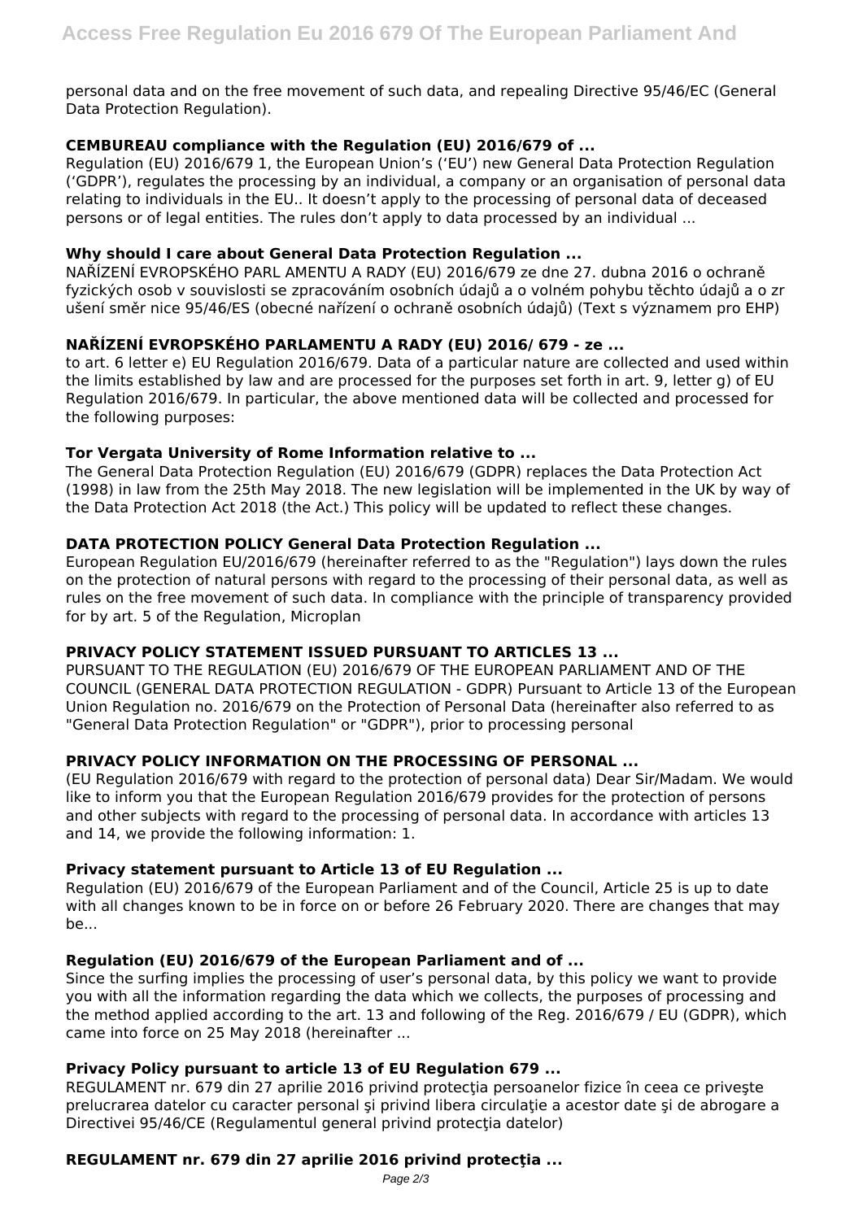personal data and on the free movement of such data, and repealing Directive 95/46/EC (General Data Protection Regulation).

### CEMBUREAU compliance with the Regulation (EU) 2016/679 of ...

Regulation (EU) 2016/679 1, the European Union's ('EU') new General Data Protection Regulation ('GDPR'), regulates the processing by an individual, a company or an organisation of personal data relating to individuals in the EU.. It doesn't apply to the processing of personal data of deceased persons or of legal entities. The rules don't apply to data processed by an individual ...

### Why should I care about General Data Protection Regulation ...

NAŘÍZENÍ EVROPSKÉHO PARL AMENTU A RADY (EU) 2016/679 ze dne 27. dubna 2016 o ochraně fyzických osob v souvislosti se zpracováním osobních údajů a o volném pohybu těchto údajů a o zr ušení směr nice 95/46/ES (obecné nařízení o ochraně osobních údajů) (Text s významem pro EHP)

### NAŘÍZENÍ EVROPSKÉHO PARLAMENTU A RADY (EU) 2016/ 679 - ze ...

to art. 6 letter e) EU Regulation 2016/679. Data of a particular nature are collected and used within the limits established by law and are processed for the purposes set forth in art. 9, letter g) of EU Regulation 2016/679. In particular, the above mentioned data will be collected and processed for the following purposes:

### Tor Vergata University of Rome Information relative to ...

The General Data Protection Regulation (EU) 2016/679 (GDPR) replaces the Data Protection Act (1998) in law from the 25th May 2018. The new legislation will be implemented in the UK by way of the Data Protection Act 2018 (the Act.) This policy will be updated to reflect these changes.

### DATA PROTECTION POLICY General Data Protection Regulation ...

European Regulation EU/2016/679 (hereinafter referred to as the "Regulation") lays down the rules on the protection of natural persons with regard to the processing of their personal data, as well as rules on the free movement of such data. In compliance with the principle of transparency provided for by art. 5 of the Regulation, Microplan

### PRIVACY POLICY STATEMENT ISSUED PURSUANT TO ARTICLES 13 ...

PURSUANT TO THE REGULATION (EU) 2016/679 OF THE EUROPEAN PARLIAMENT AND OF THE COUNCIL (GENERAL DATA PROTECTION REGULATION - GDPR) Pursuant to Article 13 of the European Union Regulation no. 2016/679 on the Protection of Personal Data (hereinafter also referred to as "General Data Protection Regulation" or "GDPR"), prior to processing personal

### PRIVACY POLICY INFORMATION ON THE PROCESSING OF PERSONAL ...

(EU Regulation 2016/679 with regard to the protection of personal data) Dear Sir/Madam. We would like to inform you that the European Regulation 2016/679 provides for the protection of persons and other subjects with regard to the processing of personal data. In accordance with articles 13 and 14, we provide the following information: 1.

### Privacy statement pursuant to Article 13 of EU Regulation ...

Regulation (EU) 2016/679 of the European Parliament and of the Council, Article 25 is up to date with all changes known to be in force on or before 26 February 2020. There are changes that may be...

### Regulation (EU) 2016/679 of the European Parliament and of ...

Since the surfing implies the processing of user's personal data, by this policy we want to provide you with all the information regarding the data which we collects, the purposes of processing and the method applied according to the art. 13 and following of the Reg. 2016/679 / EU (GDPR), which came into force on 25 May 2018 (hereinafter ...

### Privacy Policy pursuant to article 13 of EU Regulation 679 ...

REGULAMENT nr. 679 din 27 aprilie 2016 privind protecţia persoanelor fizice în ceea ce priveşte prelucrarea datelor cu caracter personal şi privind libera circulaţie a acestor date şi de abrogare a Directivei 95/46/CE (Regulamentul general privind protecţia datelor)

### REGULAMENT nr. 679 din 27 aprilie 2016 privind protecţia ...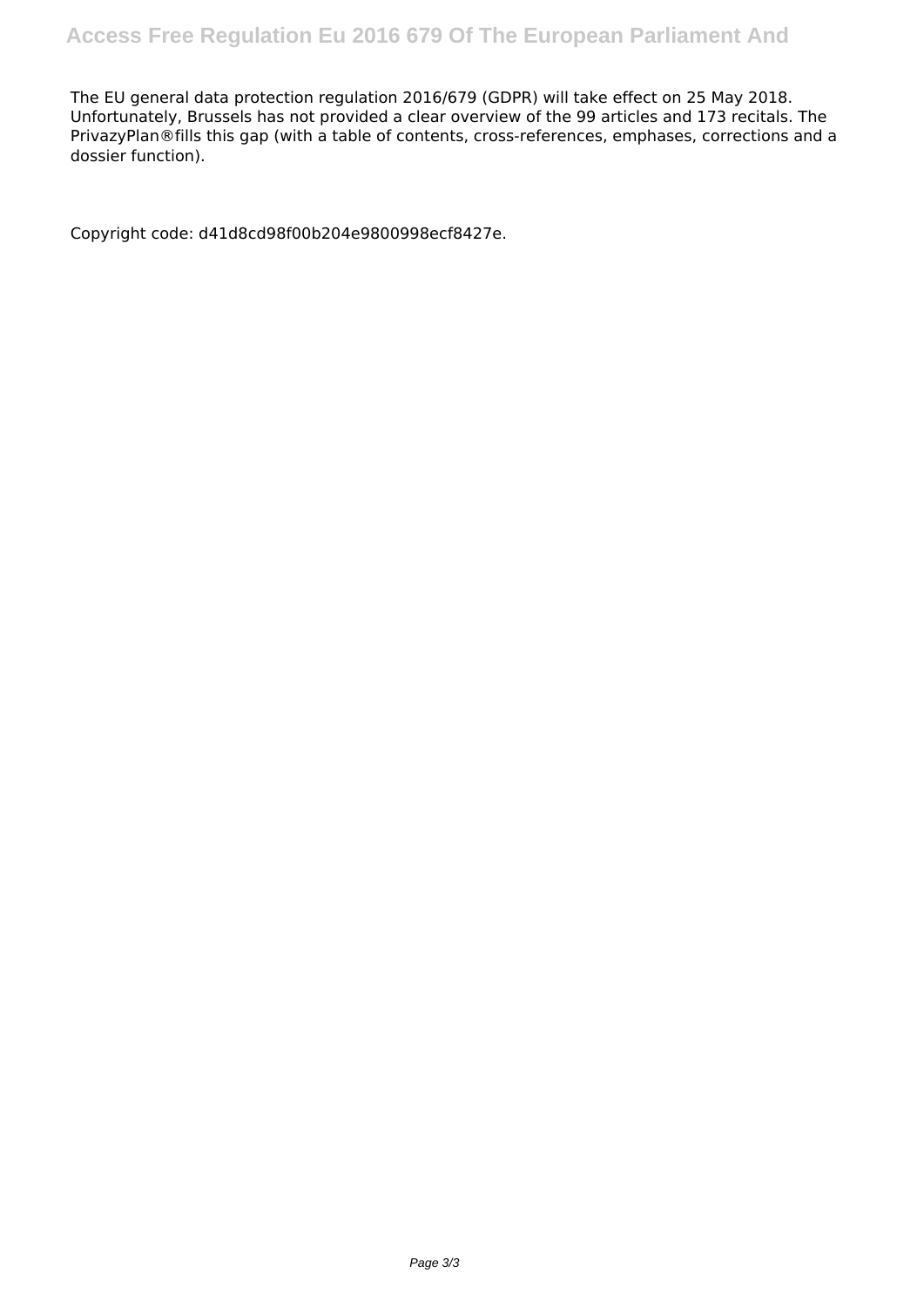The EU general data protection regulation 2016/679 (GDPR) will take effect on 25 May 2018. Unfortunately, Brussels has not provided a clear overview of the 99 articles and 173 recitals. The PrivazyPlan®fills this gap (with a table of contents, cross-references, emphases, corrections and a dossier function).

Copyright code: d41d8cd98f00b204e9800998ecf8427e.